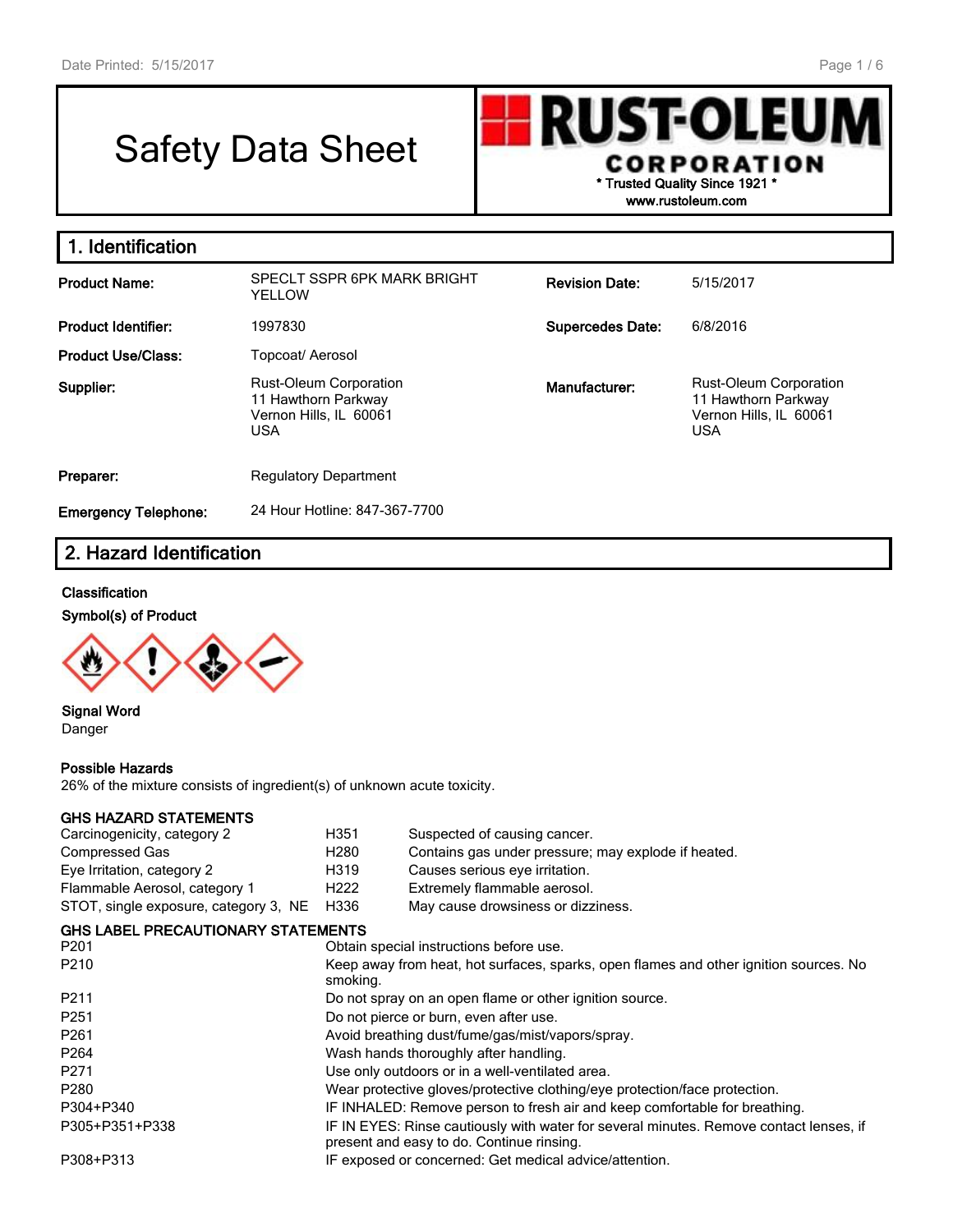# Safety Data Sheet

**RUST-OLEUM CORPORATION**
\* Trusted Quality Since 1921 \*
www.rustoleum.com

## 1. Identification

| | | | |
|---|---|---|---|
| **Product Name:** | SPECLT SSPR 6PK MARK BRIGHT YELLOW | **Revision Date:** | 5/15/2017 |
| **Product Identifier:** | 1997830 | **Supercedes Date:** | 6/8/2016 |
| **Product Use/Class:** | Topcoat/ Aerosol | | |
| **Supplier:** | Rust-Oleum Corporation<br>11 Hawthorn Parkway<br>Vernon Hills, IL 60061<br>USA | **Manufacturer:** | Rust-Oleum Corporation<br>11 Hawthorn Parkway<br>Vernon Hills, IL 60061<br>USA |
| **Preparer:** | Regulatory Department | | |
| **Emergency Telephone:** | 24 Hour Hotline: 847-367-7700 | | |

## 2. Hazard Identification

**Classification**

**Symbol(s) of Product**

**Signal Word**
Danger

**Possible Hazards**
26% of the mixture consists of ingredient(s) of unknown acute toxicity.

**GHS HAZARD STATEMENTS**

| | | |
|---|---|---|
| Carcinogenicity, category 2 | H351 | Suspected of causing cancer. |
| Compressed Gas | H280 | Contains gas under pressure; may explode if heated. |
| Eye Irritation, category 2 | H319 | Causes serious eye irritation. |
| Flammable Aerosol, category 1 | H222 | Extremely flammable aerosol. |
| STOT, single exposure, category 3, NE | H336 | May cause drowsiness or dizziness. |

**GHS LABEL PRECAUTIONARY STATEMENTS**

| | |
|---|---|
| P201 | Obtain special instructions before use. |
| P210 | Keep away from heat, hot surfaces, sparks, open flames and other ignition sources. No smoking. |
| P211 | Do not spray on an open flame or other ignition source. |
| P251 | Do not pierce or burn, even after use. |
| P261 | Avoid breathing dust/fume/gas/mist/vapors/spray. |
| P264 | Wash hands thoroughly after handling. |
| P271 | Use only outdoors or in a well-ventilated area. |
| P280 | Wear protective gloves/protective clothing/eye protection/face protection. |
| P304+P340 | IF INHALED: Remove person to fresh air and keep comfortable for breathing. |
| P305+P351+P338 | IF IN EYES: Rinse cautiously with water for several minutes. Remove contact lenses, if present and easy to do. Continue rinsing. |
| P308+P313 | IF exposed or concerned: Get medical advice/attention. |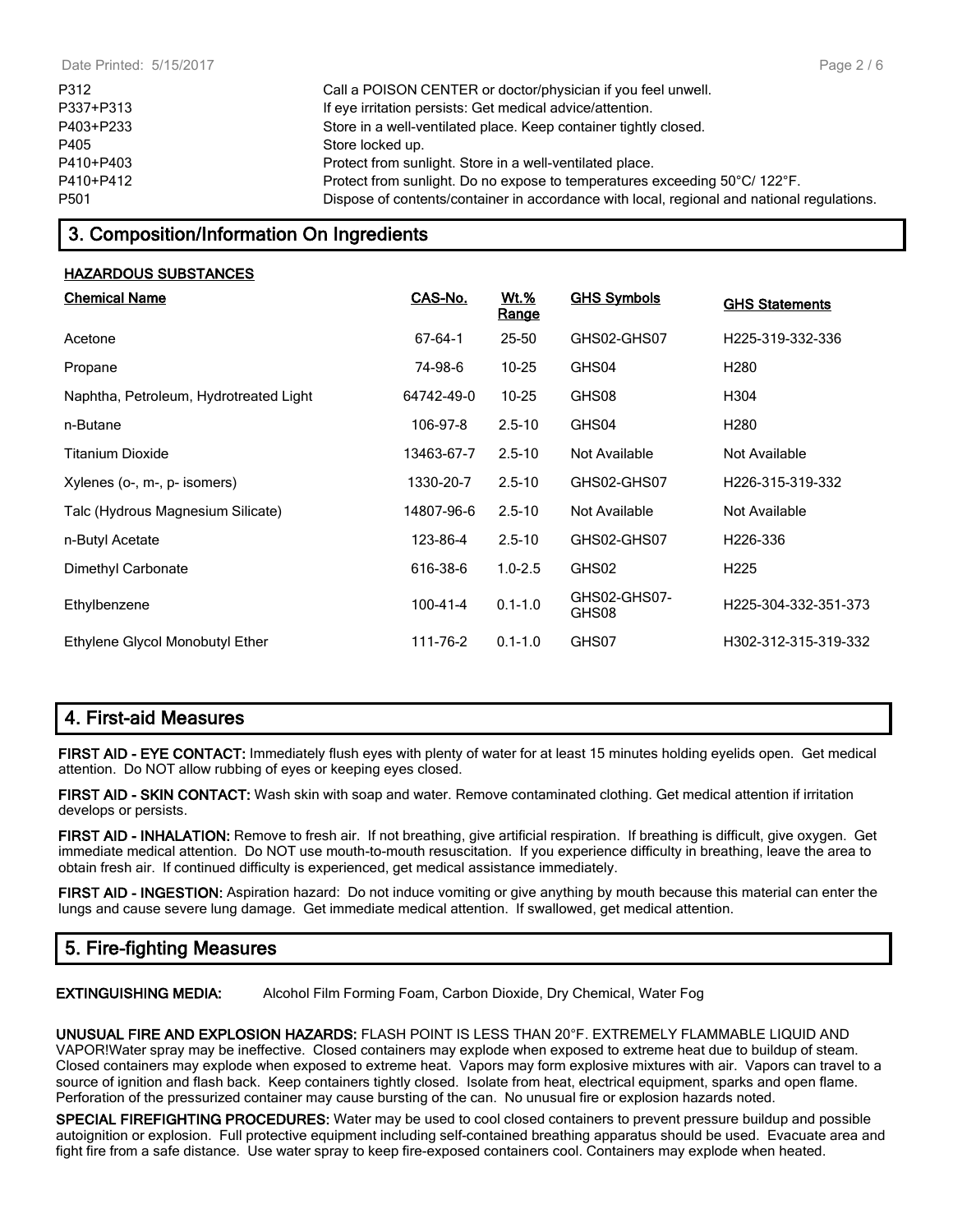| | |
|---|---|
| P312 | Call a POISON CENTER or doctor/physician if you feel unwell. |
| P337+P313 | If eye irritation persists: Get medical advice/attention. |
| P403+P233 | Store in a well-ventilated place. Keep container tightly closed. |
| P405 | Store locked up. |
| P410+P403 | Protect from sunlight. Store in a well-ventilated place. |
| P410+P412 | Protect from sunlight. Do no expose to temperatures exceeding 50°C/ 122°F. |
| P501 | Dispose of contents/container in accordance with local, regional and national regulations. |

## 3. Composition/Information On Ingredients

**HAZARDOUS SUBSTANCES**

| Chemical Name | CAS-No. | Wt.% Range | GHS Symbols | GHS Statements |
|---|---|---|---|---|
| Acetone | 67-64-1 | 25-50 | GHS02-GHS07 | H225-319-332-336 |
| Propane | 74-98-6 | 10-25 | GHS04 | H280 |
| Naphtha, Petroleum, Hydrotreated Light | 64742-49-0 | 10-25 | GHS08 | H304 |
| n-Butane | 106-97-8 | 2.5-10 | GHS04 | H280 |
| Titanium Dioxide | 13463-67-7 | 2.5-10 | Not Available | Not Available |
| Xylenes (o-, m-, p- isomers) | 1330-20-7 | 2.5-10 | GHS02-GHS07 | H226-315-319-332 |
| Talc (Hydrous Magnesium Silicate) | 14807-96-6 | 2.5-10 | Not Available | Not Available |
| n-Butyl Acetate | 123-86-4 | 2.5-10 | GHS02-GHS07 | H226-336 |
| Dimethyl Carbonate | 616-38-6 | 1.0-2.5 | GHS02 | H225 |
| Ethylbenzene | 100-41-4 | 0.1-1.0 | GHS02-GHS07-GHS08 | H225-304-332-351-373 |
| Ethylene Glycol Monobutyl Ether | 111-76-2 | 0.1-1.0 | GHS07 | H302-312-315-319-332 |

## 4. First-aid Measures

**FIRST AID - EYE CONTACT:** Immediately flush eyes with plenty of water for at least 15 minutes holding eyelids open. Get medical attention. Do NOT allow rubbing of eyes or keeping eyes closed.

**FIRST AID - SKIN CONTACT:** Wash skin with soap and water. Remove contaminated clothing. Get medical attention if irritation develops or persists.

**FIRST AID - INHALATION:** Remove to fresh air. If not breathing, give artificial respiration. If breathing is difficult, give oxygen. Get immediate medical attention. Do NOT use mouth-to-mouth resuscitation. If you experience difficulty in breathing, leave the area to obtain fresh air. If continued difficulty is experienced, get medical assistance immediately.

**FIRST AID - INGESTION:** Aspiration hazard: Do not induce vomiting or give anything by mouth because this material can enter the lungs and cause severe lung damage. Get immediate medical attention. If swallowed, get medical attention.

## 5. Fire-fighting Measures

**EXTINGUISHING MEDIA:** Alcohol Film Forming Foam, Carbon Dioxide, Dry Chemical, Water Fog

**UNUSUAL FIRE AND EXPLOSION HAZARDS:** FLASH POINT IS LESS THAN 20°F. EXTREMELY FLAMMABLE LIQUID AND VAPOR!Water spray may be ineffective. Closed containers may explode when exposed to extreme heat due to buildup of steam. Closed containers may explode when exposed to extreme heat. Vapors may form explosive mixtures with air. Vapors can travel to a source of ignition and flash back. Keep containers tightly closed. Isolate from heat, electrical equipment, sparks and open flame. Perforation of the pressurized container may cause bursting of the can. No unusual fire or explosion hazards noted.

**SPECIAL FIREFIGHTING PROCEDURES:** Water may be used to cool closed containers to prevent pressure buildup and possible autoignition or explosion. Full protective equipment including self-contained breathing apparatus should be used. Evacuate area and fight fire from a safe distance. Use water spray to keep fire-exposed containers cool. Containers may explode when heated.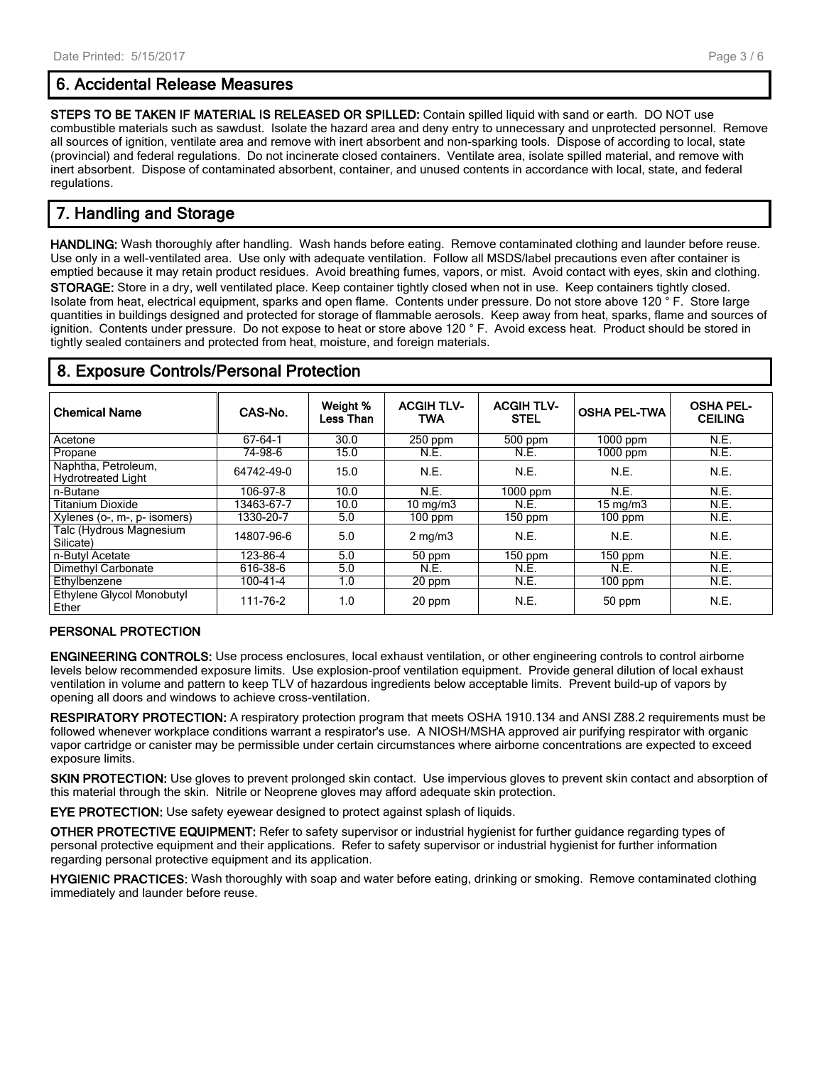## 6. Accidental Release Measures

**STEPS TO BE TAKEN IF MATERIAL IS RELEASED OR SPILLED:** Contain spilled liquid with sand or earth. DO NOT use combustible materials such as sawdust. Isolate the hazard area and deny entry to unnecessary and unprotected personnel. Remove all sources of ignition, ventilate area and remove with inert absorbent and non-sparking tools. Dispose of according to local, state (provincial) and federal regulations. Do not incinerate closed containers. Ventilate area, isolate spilled material, and remove with inert absorbent. Dispose of contaminated absorbent, container, and unused contents in accordance with local, state, and federal regulations.

## 7. Handling and Storage

**HANDLING:** Wash thoroughly after handling. Wash hands before eating. Remove contaminated clothing and launder before reuse. Use only in a well-ventilated area. Use only with adequate ventilation. Follow all MSDS/label precautions even after container is emptied because it may retain product residues. Avoid breathing fumes, vapors, or mist. Avoid contact with eyes, skin and clothing.

**STORAGE:** Store in a dry, well ventilated place. Keep container tightly closed when not in use. Keep containers tightly closed. Isolate from heat, electrical equipment, sparks and open flame. Contents under pressure. Do not store above 120 ° F. Store large quantities in buildings designed and protected for storage of flammable aerosols. Keep away from heat, sparks, flame and sources of ignition. Contents under pressure. Do not expose to heat or store above 120 ° F. Avoid excess heat. Product should be stored in tightly sealed containers and protected from heat, moisture, and foreign materials.

## 8. Exposure Controls/Personal Protection

| Chemical Name | CAS-No. | Weight % Less Than | ACGIH TLV-TWA | ACGIH TLV-STEL | OSHA PEL-TWA | OSHA PEL-CEILING |
|---|---|---|---|---|---|---|
| Acetone | 67-64-1 | 30.0 | 250 ppm | 500 ppm | 1000 ppm | N.E. |
| Propane | 74-98-6 | 15.0 | N.E. | N.E. | 1000 ppm | N.E. |
| Naphtha, Petroleum, Hydrotreated Light | 64742-49-0 | 15.0 | N.E. | N.E. | N.E. | N.E. |
| n-Butane | 106-97-8 | 10.0 | N.E. | 1000 ppm | N.E. | N.E. |
| Titanium Dioxide | 13463-67-7 | 10.0 | 10 mg/m3 | N.E. | 15 mg/m3 | N.E. |
| Xylenes (o-, m-, p- isomers) | 1330-20-7 | 5.0 | 100 ppm | 150 ppm | 100 ppm | N.E. |
| Talc (Hydrous Magnesium Silicate) | 14807-96-6 | 5.0 | 2 mg/m3 | N.E. | N.E. | N.E. |
| n-Butyl Acetate | 123-86-4 | 5.0 | 50 ppm | 150 ppm | 150 ppm | N.E. |
| Dimethyl Carbonate | 616-38-6 | 5.0 | N.E. | N.E. | N.E. | N.E. |
| Ethylbenzene | 100-41-4 | 1.0 | 20 ppm | N.E. | 100 ppm | N.E. |
| Ethylene Glycol Monobutyl Ether | 111-76-2 | 1.0 | 20 ppm | N.E. | 50 ppm | N.E. |

### PERSONAL PROTECTION

**ENGINEERING CONTROLS:** Use process enclosures, local exhaust ventilation, or other engineering controls to control airborne levels below recommended exposure limits. Use explosion-proof ventilation equipment. Provide general dilution of local exhaust ventilation in volume and pattern to keep TLV of hazardous ingredients below acceptable limits. Prevent build-up of vapors by opening all doors and windows to achieve cross-ventilation.

**RESPIRATORY PROTECTION:** A respiratory protection program that meets OSHA 1910.134 and ANSI Z88.2 requirements must be followed whenever workplace conditions warrant a respirator's use. A NIOSH/MSHA approved air purifying respirator with organic vapor cartridge or canister may be permissible under certain circumstances where airborne concentrations are expected to exceed exposure limits.

**SKIN PROTECTION:** Use gloves to prevent prolonged skin contact. Use impervious gloves to prevent skin contact and absorption of this material through the skin. Nitrile or Neoprene gloves may afford adequate skin protection.

**EYE PROTECTION:** Use safety eyewear designed to protect against splash of liquids.

**OTHER PROTECTIVE EQUIPMENT:** Refer to safety supervisor or industrial hygienist for further guidance regarding types of personal protective equipment and their applications. Refer to safety supervisor or industrial hygienist for further information regarding personal protective equipment and its application.

**HYGIENIC PRACTICES:** Wash thoroughly with soap and water before eating, drinking or smoking. Remove contaminated clothing immediately and launder before reuse.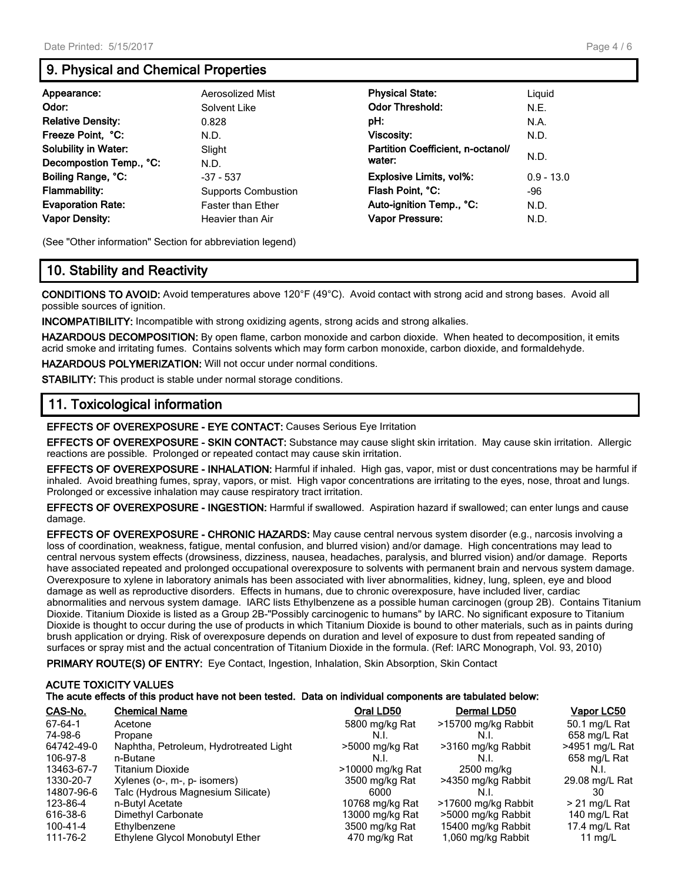## 9. Physical and Chemical Properties

| | | | |
|---|---|---|---|
| **Appearance:** | Aerosolized Mist | **Physical State:** | Liquid |
| **Odor:** | Solvent Like | **Odor Threshold:** | N.E. |
| **Relative Density:** | 0.828 | **pH:** | N.A. |
| **Freeze Point, °C:** | N.D. | **Viscosity:** | N.D. |
| **Solubility in Water:** | Slight | **Partition Coefficient, n-octanol/ water:** | N.D. |
| **Decompostion Temp., °C:** | N.D. | | |
| **Boiling Range, °C:** | -37 - 537 | **Explosive Limits, vol%:** | 0.9 - 13.0 |
| **Flammability:** | Supports Combustion | **Flash Point, °C:** | -96 |
| **Evaporation Rate:** | Faster than Ether | **Auto-ignition Temp., °C:** | N.D. |
| **Vapor Density:** | Heavier than Air | **Vapor Pressure:** | N.D. |

(See "Other information" Section for abbreviation legend)

## 10. Stability and Reactivity

**CONDITIONS TO AVOID:** Avoid temperatures above 120°F (49°C). Avoid contact with strong acid and strong bases. Avoid all possible sources of ignition.

**INCOMPATIBILITY:** Incompatible with strong oxidizing agents, strong acids and strong alkalies.

**HAZARDOUS DECOMPOSITION:** By open flame, carbon monoxide and carbon dioxide. When heated to decomposition, it emits acrid smoke and irritating fumes. Contains solvents which may form carbon monoxide, carbon dioxide, and formaldehyde.

**HAZARDOUS POLYMERIZATION:** Will not occur under normal conditions.

**STABILITY:** This product is stable under normal storage conditions.

## 11. Toxicological information

**EFFECTS OF OVEREXPOSURE - EYE CONTACT:** Causes Serious Eye Irritation

**EFFECTS OF OVEREXPOSURE - SKIN CONTACT:** Substance may cause slight skin irritation. May cause skin irritation. Allergic reactions are possible. Prolonged or repeated contact may cause skin irritation.

**EFFECTS OF OVEREXPOSURE - INHALATION:** Harmful if inhaled. High gas, vapor, mist or dust concentrations may be harmful if inhaled. Avoid breathing fumes, spray, vapors, or mist. High vapor concentrations are irritating to the eyes, nose, throat and lungs. Prolonged or excessive inhalation may cause respiratory tract irritation.

**EFFECTS OF OVEREXPOSURE - INGESTION:** Harmful if swallowed. Aspiration hazard if swallowed; can enter lungs and cause damage.

**EFFECTS OF OVEREXPOSURE - CHRONIC HAZARDS:** May cause central nervous system disorder (e.g., narcosis involving a loss of coordination, weakness, fatigue, mental confusion, and blurred vision) and/or damage. High concentrations may lead to central nervous system effects (drowsiness, dizziness, nausea, headaches, paralysis, and blurred vision) and/or damage. Reports have associated repeated and prolonged occupational overexposure to solvents with permanent brain and nervous system damage. Overexposure to xylene in laboratory animals has been associated with liver abnormalities, kidney, lung, spleen, eye and blood damage as well as reproductive disorders. Effects in humans, due to chronic overexposure, have included liver, cardiac abnormalities and nervous system damage. IARC lists Ethylbenzene as a possible human carcinogen (group 2B). Contains Titanium Dioxide. Titanium Dioxide is listed as a Group 2B-"Possibly carcinogenic to humans" by IARC. No significant exposure to Titanium Dioxide is thought to occur during the use of products in which Titanium Dioxide is bound to other materials, such as in paints during brush application or drying. Risk of overexposure depends on duration and level of exposure to dust from repeated sanding of surfaces or spray mist and the actual concentration of Titanium Dioxide in the formula. (Ref: IARC Monograph, Vol. 93, 2010)

**PRIMARY ROUTE(S) OF ENTRY:** Eye Contact, Ingestion, Inhalation, Skin Absorption, Skin Contact

**ACUTE TOXICITY VALUES**
**The acute effects of this product have not been tested. Data on individual components are tabulated below:**

| CAS-No. | Chemical Name | Oral LD50 | Dermal LD50 | Vapor LC50 |
|---|---|---|---|---|
| 67-64-1 | Acetone | 5800 mg/kg Rat | >15700 mg/kg Rabbit | 50.1 mg/L Rat |
| 74-98-6 | Propane | N.I. | N.I. | 658 mg/L Rat |
| 64742-49-0 | Naphtha, Petroleum, Hydrotreated Light | >5000 mg/kg Rat | >3160 mg/kg Rabbit | >4951 mg/L Rat |
| 106-97-8 | n-Butane | N.I. | N.I. | 658 mg/L Rat |
| 13463-67-7 | Titanium Dioxide | >10000 mg/kg Rat | 2500 mg/kg | N.I. |
| 1330-20-7 | Xylenes (o-, m-, p- isomers) | 3500 mg/kg Rat | >4350 mg/kg Rabbit | 29.08 mg/L Rat |
| 14807-96-6 | Talc (Hydrous Magnesium Silicate) | 6000 | N.I. | 30 |
| 123-86-4 | n-Butyl Acetate | 10768 mg/kg Rat | >17600 mg/kg Rabbit | > 21 mg/L Rat |
| 616-38-6 | Dimethyl Carbonate | 13000 mg/kg Rat | >5000 mg/kg Rabbit | 140 mg/L Rat |
| 100-41-4 | Ethylbenzene | 3500 mg/kg Rat | 15400 mg/kg Rabbit | 17.4 mg/L Rat |
| 111-76-2 | Ethylene Glycol Monobutyl Ether | 470 mg/kg Rat | 1,060 mg/kg Rabbit | 11 mg/L |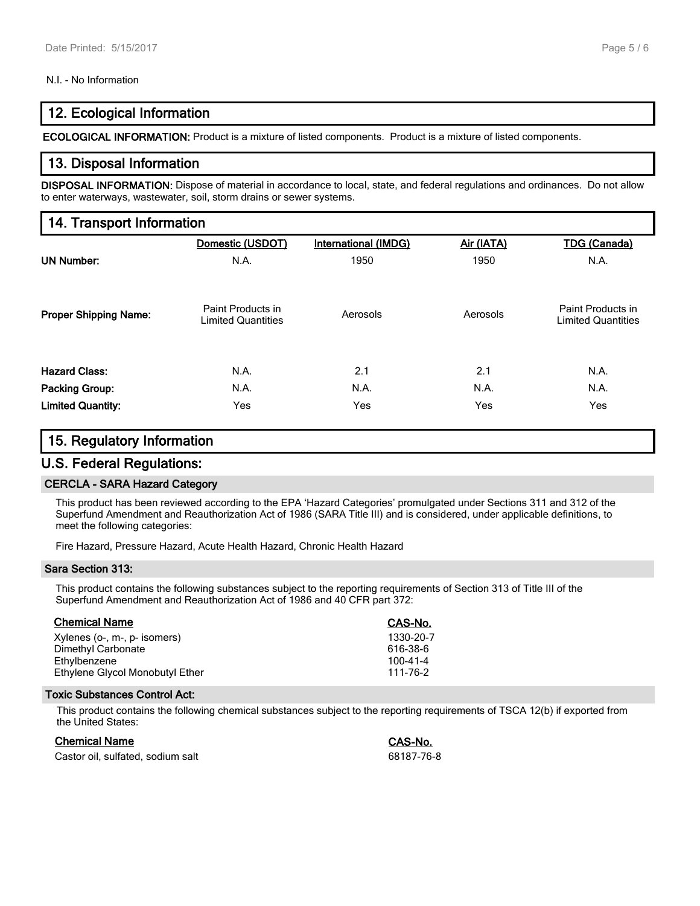N.I. - No Information

## 12. Ecological Information

**ECOLOGICAL INFORMATION:** Product is a mixture of listed components. Product is a mixture of listed components.

## 13. Disposal Information

**DISPOSAL INFORMATION:** Dispose of material in accordance to local, state, and federal regulations and ordinances. Do not allow to enter waterways, wastewater, soil, storm drains or sewer systems.

## 14. Transport Information

| | Domestic (USDOT) | International (IMDG) | Air (IATA) | TDG (Canada) |
|---|---|---|---|---|
| **UN Number:** | N.A. | 1950 | 1950 | N.A. |
| **Proper Shipping Name:** | Paint Products in Limited Quantities | Aerosols | Aerosols | Paint Products in Limited Quantities |
| **Hazard Class:** | N.A. | 2.1 | 2.1 | N.A. |
| **Packing Group:** | N.A. | N.A. | N.A. | N.A. |
| **Limited Quantity:** | Yes | Yes | Yes | Yes |

## 15. Regulatory Information

## U.S. Federal Regulations:

### CERCLA - SARA Hazard Category

This product has been reviewed according to the EPA 'Hazard Categories' promulgated under Sections 311 and 312 of the Superfund Amendment and Reauthorization Act of 1986 (SARA Title III) and is considered, under applicable definitions, to meet the following categories:

Fire Hazard, Pressure Hazard, Acute Health Hazard, Chronic Health Hazard

### Sara Section 313:

This product contains the following substances subject to the reporting requirements of Section 313 of Title III of the Superfund Amendment and Reauthorization Act of 1986 and 40 CFR part 372:

| Chemical Name | CAS-No. |
|---|---|
| Xylenes (o-, m-, p- isomers) | 1330-20-7 |
| Dimethyl Carbonate | 616-38-6 |
| Ethylbenzene | 100-41-4 |
| Ethylene Glycol Monobutyl Ether | 111-76-2 |

### Toxic Substances Control Act:

This product contains the following chemical substances subject to the reporting requirements of TSCA 12(b) if exported from the United States:

| Chemical Name | CAS-No. |
|---|---|
| Castor oil, sulfated, sodium salt | 68187-76-8 |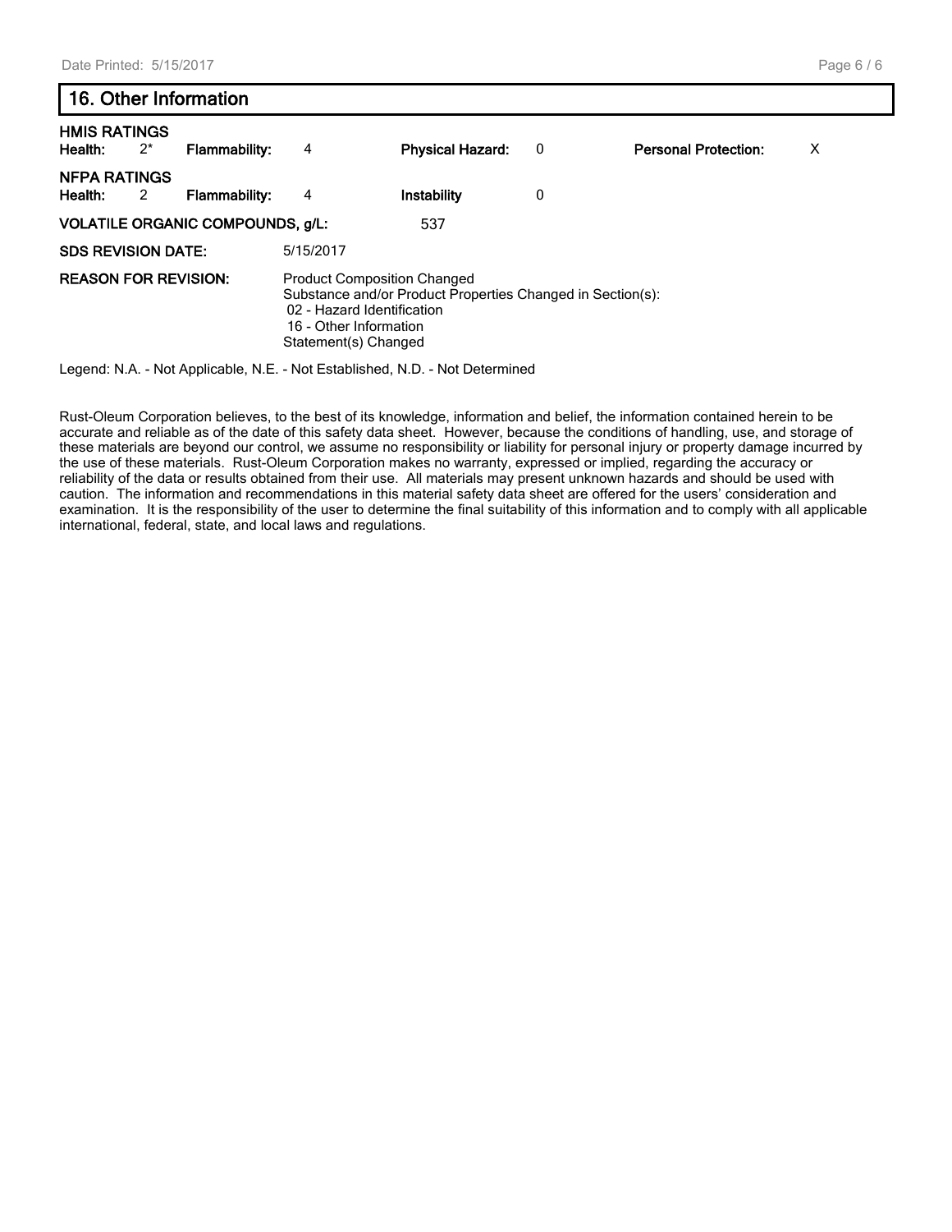## 16. Other Information

**HMIS RATINGS**

| | | | | | | | |
|---|---|---|---|---|---|---|---|
| **Health:** | 2* | **Flammability:** | 4 | **Physical Hazard:** | 0 | **Personal Protection:** | X |

**NFPA RATINGS**

| | | | | | |
|---|---|---|---|---|---|
| **Health:** | 2 | **Flammability:** | 4 | **Instability** | 0 |

**VOLATILE ORGANIC COMPOUNDS, g/L:** 537

**SDS REVISION DATE:** 5/15/2017

**REASON FOR REVISION:** Product Composition Changed
Substance and/or Product Properties Changed in Section(s):
02 - Hazard Identification
16 - Other Information
Statement(s) Changed

Legend: N.A. - Not Applicable, N.E. - Not Established, N.D. - Not Determined

Rust-Oleum Corporation believes, to the best of its knowledge, information and belief, the information contained herein to be accurate and reliable as of the date of this safety data sheet. However, because the conditions of handling, use, and storage of these materials are beyond our control, we assume no responsibility or liability for personal injury or property damage incurred by the use of these materials. Rust-Oleum Corporation makes no warranty, expressed or implied, regarding the accuracy or reliability of the data or results obtained from their use. All materials may present unknown hazards and should be used with caution. The information and recommendations in this material safety data sheet are offered for the users' consideration and examination. It is the responsibility of the user to determine the final suitability of this information and to comply with all applicable international, federal, state, and local laws and regulations.